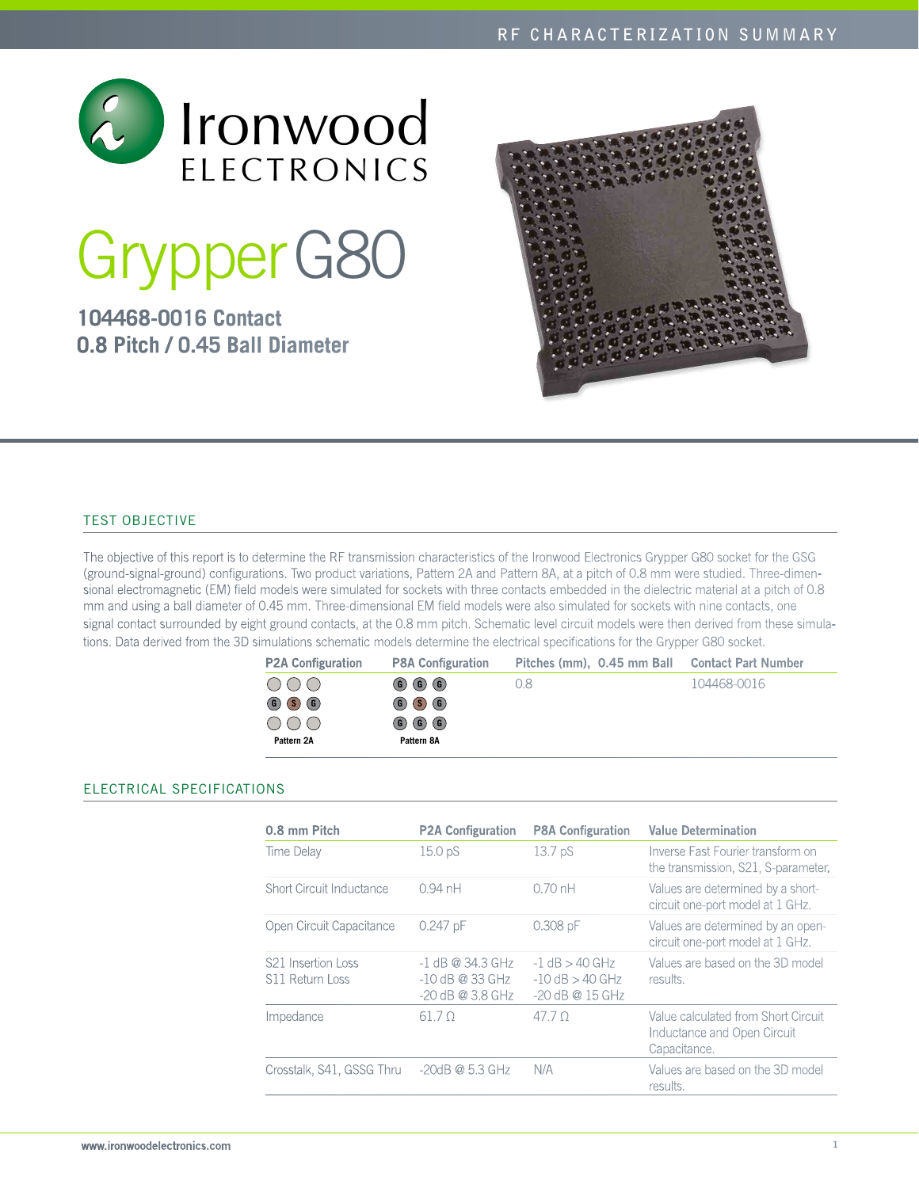# Ironwood ELECTRONICS

# Grypper G80

## 104468-0016 Contact
## 0.8 Pitch / 0.45 Ball Diameter

## TEST OBJECTIVE

The objective of this report is to determine the RF transmission characteristics of the Ironwood Electronics Grypper G80 socket for the GSG (ground-signal-ground) configurations. Two product variations, Pattern 2A and Pattern 8A, at a pitch of 0.8 mm were studied. Three-dimensional electromagnetic (EM) field models were simulated for sockets with three contacts embedded in the dielectric material at a pitch of 0.8 mm and using a ball diameter of 0.45 mm. Three-dimensional EM field models were also simulated for sockets with nine contacts, one signal contact surrounded by eight ground contacts, at the 0.8 mm pitch. Schematic level circuit models were then derived from these simulations. Data derived from the 3D simulations schematic models determine the electrical specifications for the Grypper G80 socket.

| P2A Configuration | P8A Configuration | Pitches (mm), 0.45 mm Ball | Contact Part Number |
|---|---|---|---|
| ○ ○ ○<br>G S G<br>○ ○ ○<br>Pattern 2A | G G G<br>G S G<br>G G G<br>Pattern 8A | 0.8 | 104468-0016 |

## ELECTRICAL SPECIFICATIONS

| 0.8 mm Pitch | P2A Configuration | P8A Configuration | Value Determination |
|---|---|---|---|
| Time Delay | 15.0 pS | 13.7 pS | Inverse Fast Fourier transform on the transmission, S21, S-parameter. |
| Short Circuit Inductance | 0.94 nH | 0.70 nH | Values are determined by a short-circuit one-port model at 1 GHz. |
| Open Circuit Capacitance | 0.247 pF | 0.308 pF | Values are determined by an open-circuit one-port model at 1 GHz. |
| S21 Insertion Loss<br>S11 Return Loss | -1 dB @ 34.3 GHz<br>-10 dB @ 33 GHz<br>-20 dB @ 3.8 GHz | -1 dB > 40 GHz<br>-10 dB > 40 GHz<br>-20 dB @ 15 GHz | Values are based on the 3D model results. |
| Impedance | 61.7 Ω | 47.7 Ω | Value calculated from Short Circuit Inductance and Open Circuit Capacitance. |
| Crosstalk, S41, GSSG Thru | -20dB @ 5.3 GHz | N/A | Values are based on the 3D model results. |

www.ironwoodelectronics.com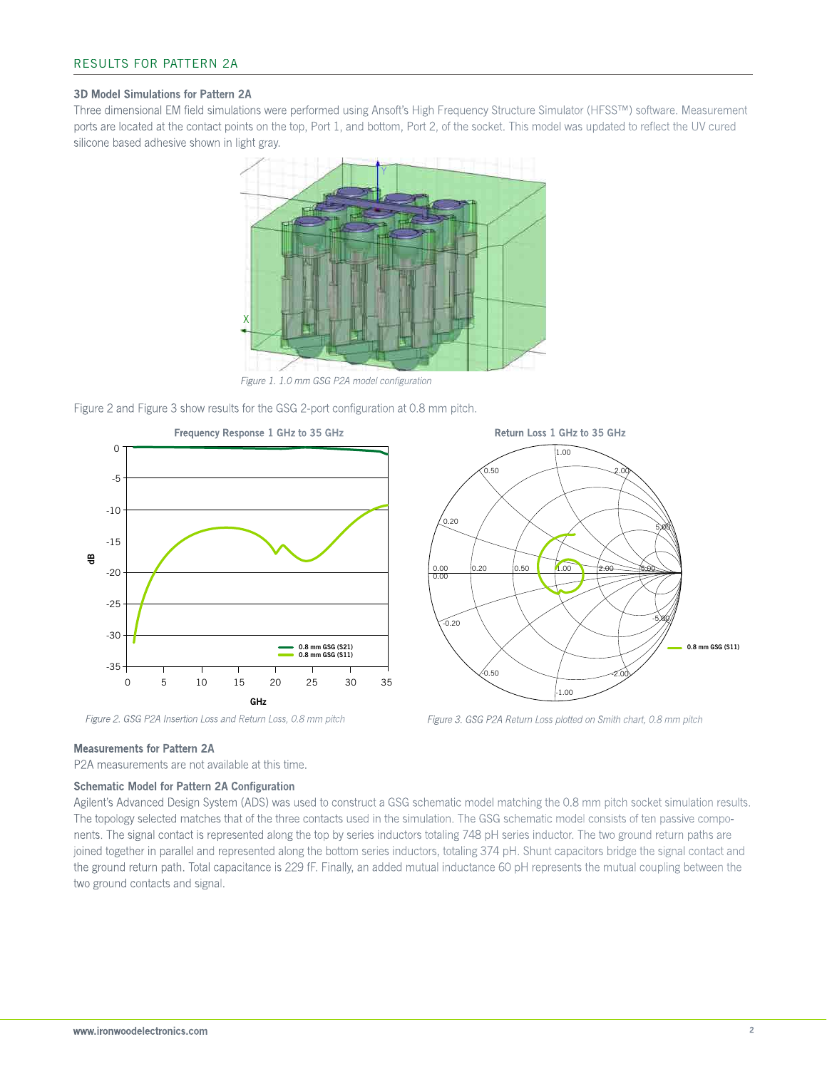## RESULTS FOR PATTERN 2A

### 3D Model Simulations for Pattern 2A

Three dimensional EM field simulations were performed using Ansoft's High Frequency Structure Simulator (HFSS™) software. Measurement ports are located at the contact points on the top, Port 1, and bottom, Port 2, of the socket. This model was updated to reflect the UV cured silicone based adhesive shown in light gray.

*Figure 1. 1.0 mm GSG P2A model configuration*

Figure 2 and Figure 3 show results for the GSG 2-port configuration at 0.8 mm pitch.

*Figure 2. GSG P2A Insertion Loss and Return Loss, 0.8 mm pitch*

*Figure 3. GSG P2A Return Loss plotted on Smith chart, 0.8 mm pitch*

### Measurements for Pattern 2A

P2A measurements are not available at this time.

### Schematic Model for Pattern 2A Configuration

Agilent's Advanced Design System (ADS) was used to construct a GSG schematic model matching the 0.8 mm pitch socket simulation results. The topology selected matches that of the three contacts used in the simulation. The GSG schematic model consists of ten passive components. The signal contact is represented along the top by series inductors totaling 748 pH series inductor. The two ground return paths are joined together in parallel and represented along the bottom series inductors, totaling 374 pH. Shunt capacitors bridge the signal contact and the ground return path. Total capacitance is 229 fF. Finally, an added mutual inductance 60 pH represents the mutual coupling between the two ground contacts and signal.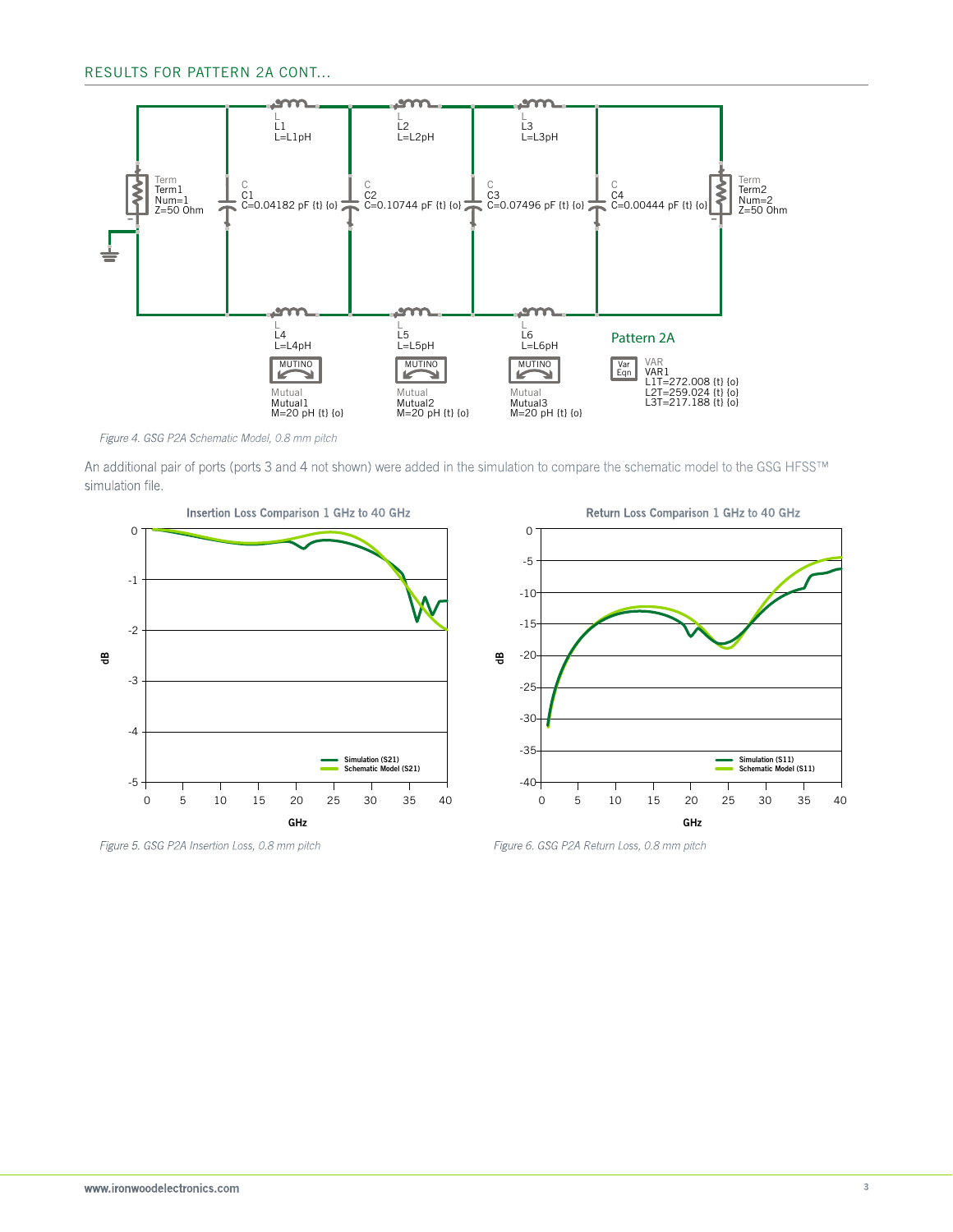## RESULTS FOR PATTERN 2A CONT...

*Figure 4. GSG P2A Schematic Model, 0.8 mm pitch*

An additional pair of ports (ports 3 and 4 not shown) were added in the simulation to compare the schematic model to the GSG HFSS™ simulation file.

*Figure 5. GSG P2A Insertion Loss, 0.8 mm pitch*

*Figure 6. GSG P2A Return Loss, 0.8 mm pitch*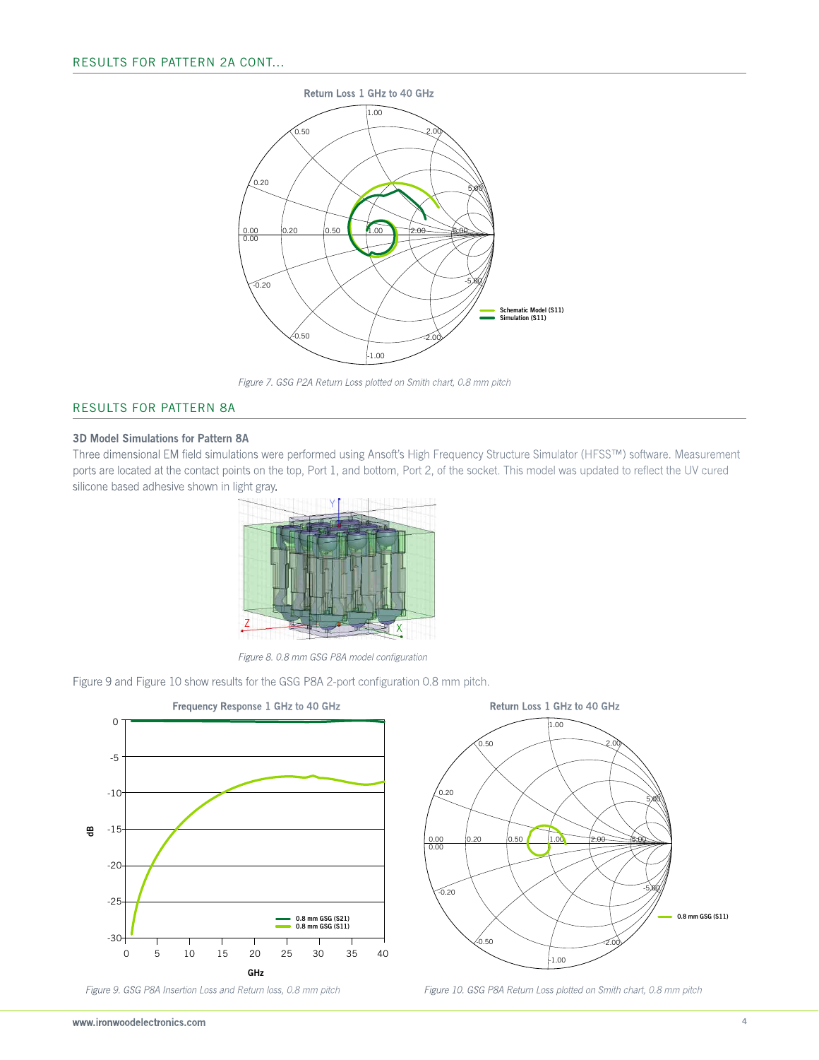## RESULTS FOR PATTERN 2A CONT...

Figure 7. GSG P2A Return Loss plotted on Smith chart, 0.8 mm pitch

## RESULTS FOR PATTERN 8A

### 3D Model Simulations for Pattern 8A

Three dimensional EM field simulations were performed using Ansoft's High Frequency Structure Simulator (HFSS™) software. Measurement ports are located at the contact points on the top, Port 1, and bottom, Port 2, of the socket. This model was updated to reflect the UV cured silicone based adhesive shown in light gray.

Figure 8. 0.8 mm GSG P8A model configuration

Figure 9 and Figure 10 show results for the GSG P8A 2-port configuration 0.8 mm pitch.

Figure 9. GSG P8A Insertion Loss and Return loss, 0.8 mm pitch

Figure 10. GSG P8A Return Loss plotted on Smith chart, 0.8 mm pitch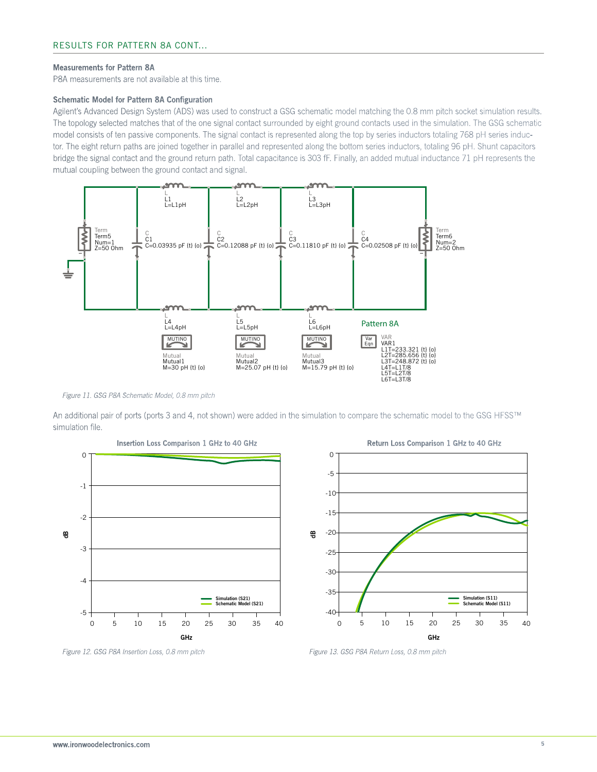## RESULTS FOR PATTERN 8A CONT...

### Measurements for Pattern 8A

P8A measurements are not available at this time.

### Schematic Model for Pattern 8A Configuration

Agilent's Advanced Design System (ADS) was used to construct a GSG schematic model matching the 0.8 mm pitch socket simulation results. The topology selected matches that of the one signal contact surrounded by eight ground contacts used in the simulation. The GSG schematic model consists of ten passive components. The signal contact is represented along the top by series inductors totaling 768 pH series inductor. The eight return paths are joined together in parallel and represented along the bottom series inductors, totaling 96 pH. Shunt capacitors bridge the signal contact and the ground return path. Total capacitance is 303 fF. Finally, an added mutual inductance 71 pH represents the mutual coupling between the ground contact and signal.

*Figure 11. GSG P8A Schematic Model, 0.8 mm pitch*

An additional pair of ports (ports 3 and 4, not shown) were added in the simulation to compare the schematic model to the GSG HFSS™ simulation file.

*Figure 12. GSG P8A Insertion Loss, 0.8 mm pitch*

*Figure 13. GSG P8A Return Loss, 0.8 mm pitch*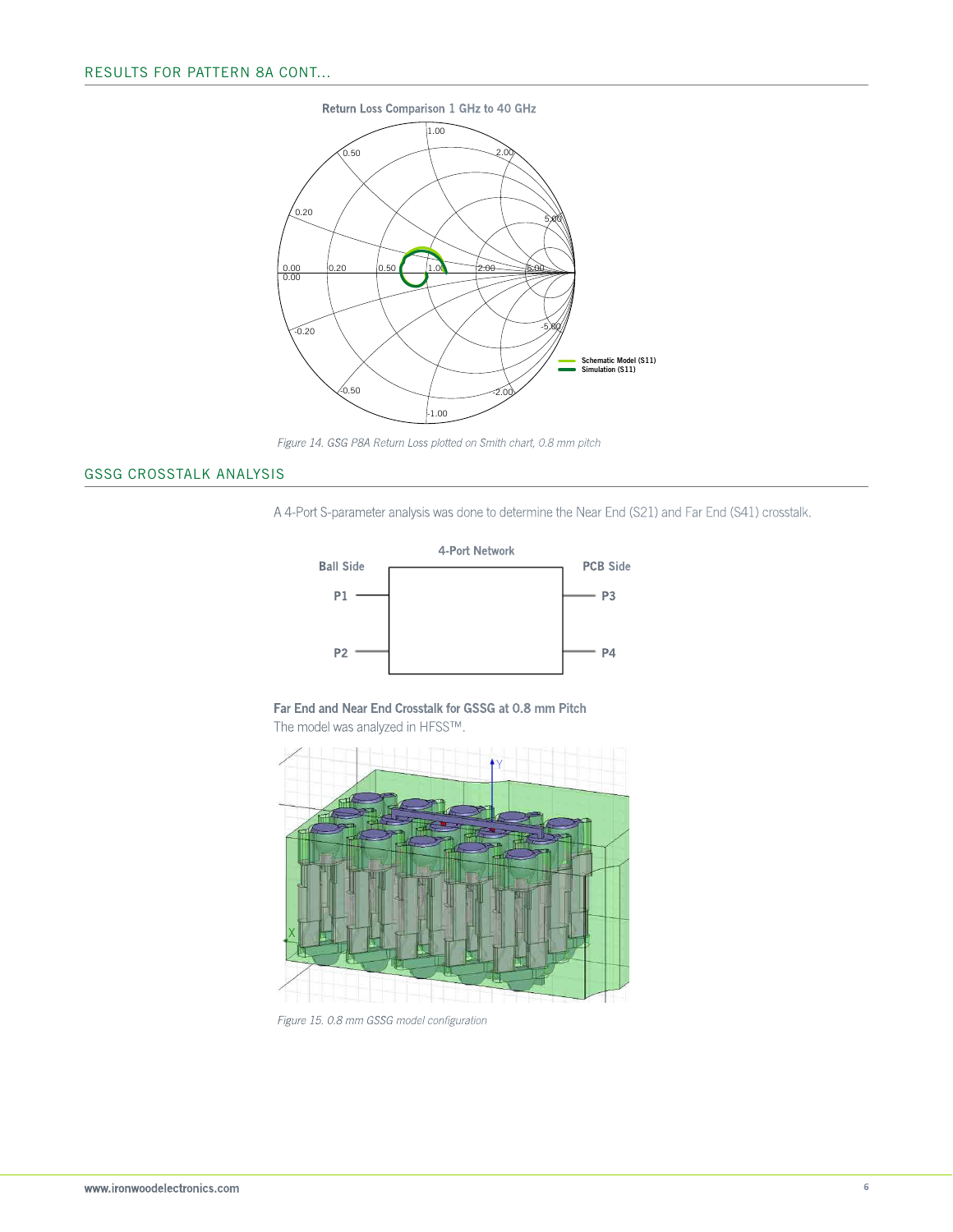## RESULTS FOR PATTERN 8A CONT...

Figure 14. GSG P8A Return Loss plotted on Smith chart, 0.8 mm pitch

## GSSG CROSSTALK ANALYSIS

A 4-Port S-parameter analysis was done to determine the Near End (S21) and Far End (S41) crosstalk.

**Far End and Near End Crosstalk for GSSG at 0.8 mm Pitch**

The model was analyzed in HFSS™.

Figure 15. 0.8 mm GSSG model configuration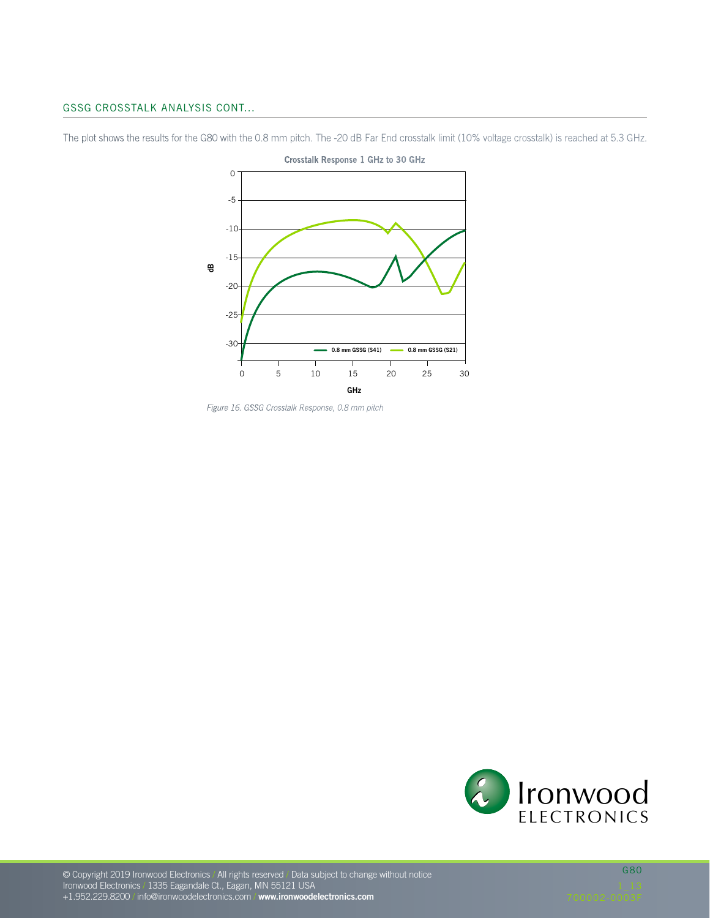## GSSG CROSSTALK ANALYSIS CONT...

The plot shows the results for the G80 with the 0.8 mm pitch. The -20 dB Far End crosstalk limit (10% voltage crosstalk) is reached at 5.3 GHz.

Crosstalk Response 1 GHz to 30 GHz

dB

0
-5
-10
-15
-20
-25
-30

0 5 10 15 20 25 30

GHz

0.8 mm GSSG (S41)
0.8 mm GSSG (S21)

*Figure 16. GSSG Crosstalk Response, 0.8 mm pitch*

© Copyright 2019 Ironwood Electronics / All rights reserved / Data subject to change without notice
Ironwood Electronics / 1335 Eagandale Ct., Eagan, MN 55121 USA
+1.952.229.8200 / info@ironwoodelectronics.com / **www.ironwoodelectronics.com**

G80
1_13
700002-0003F